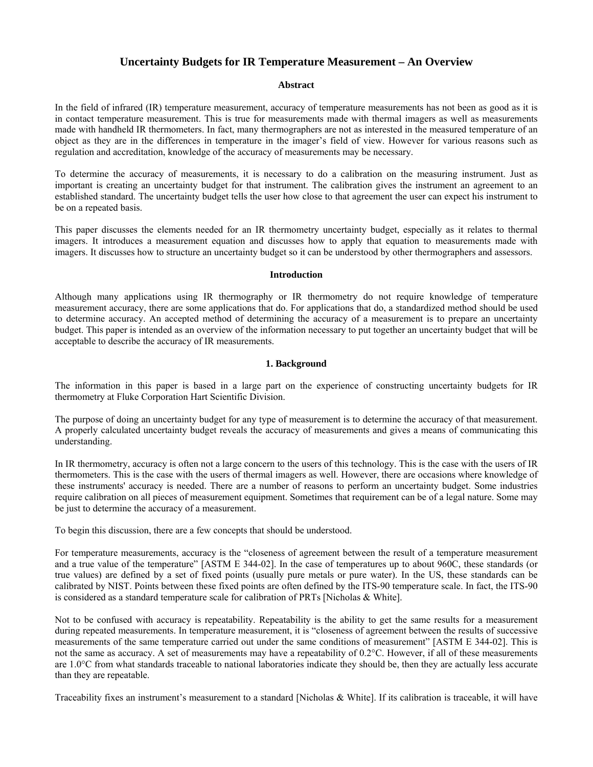# Uncertainty Budgets for IR Temperature Measurement – An Overview

## Abstract

In the field of infrared (IR) temperature measurement, accuracy of temperature measurements has not been as good as it is in contact temperature measurement. This is true for measurements made with thermal imagers as well as measurements made with handheld IR thermometers. In fact, many thermographers are not as interested in the measured temperature of an object as they are in the differences in temperature in the imager's field of view. However for various reasons such as regulation and accreditation, knowledge of the accuracy of measurements may be necessary.

To determine the accuracy of measurements, it is necessary to do a calibration on the measuring instrument. Just as important is creating an uncertainty budget for that instrument. The calibration gives the instrument an agreement to an established standard. The uncertainty budget tells the user how close to that agreement the user can expect his instrument to be on a repeated basis.

This paper discusses the elements needed for an IR thermometry uncertainty budget, especially as it relates to thermal imagers. It introduces a measurement equation and discusses how to apply that equation to measurements made with imagers. It discusses how to structure an uncertainty budget so it can be understood by other thermographers and assessors.

## Introduction

Although many applications using IR thermography or IR thermometry do not require knowledge of temperature measurement accuracy, there are some applications that do. For applications that do, a standardized method should be used to determine accuracy. An accepted method of determining the accuracy of a measurement is to prepare an uncertainty budget. This paper is intended as an overview of the information necessary to put together an uncertainty budget that will be acceptable to describe the accuracy of IR measurements.

## 1. Background

The information in this paper is based in a large part on the experience of constructing uncertainty budgets for IR thermometry at Fluke Corporation Hart Scientific Division.

The purpose of doing an uncertainty budget for any type of measurement is to determine the accuracy of that measurement. A properly calculated uncertainty budget reveals the accuracy of measurements and gives a means of communicating this understanding.

In IR thermometry, accuracy is often not a large concern to the users of this technology. This is the case with the users of IR thermometers. This is the case with the users of thermal imagers as well. However, there are occasions where knowledge of these instruments' accuracy is needed. There are a number of reasons to perform an uncertainty budget. Some industries require calibration on all pieces of measurement equipment. Sometimes that requirement can be of a legal nature. Some may be just to determine the accuracy of a measurement.

To begin this discussion, there are a few concepts that should be understood.

For temperature measurements, accuracy is the "closeness of agreement between the result of a temperature measurement and a true value of the temperature" [ASTM E 344-02]. In the case of temperatures up to about 960C, these standards (or true values) are defined by a set of fixed points (usually pure metals or pure water). In the US, these standards can be calibrated by NIST. Points between these fixed points are often defined by the ITS-90 temperature scale. In fact, the ITS-90 is considered as a standard temperature scale for calibration of PRTs [Nicholas & White].

Not to be confused with accuracy is repeatability. Repeatability is the ability to get the same results for a measurement during repeated measurements. In temperature measurement, it is "closeness of agreement between the results of successive measurements of the same temperature carried out under the same conditions of measurement" [ASTM E 344-02]. This is not the same as accuracy. A set of measurements may have a repeatability of 0.2°C. However, if all of these measurements are 1.0°C from what standards traceable to national laboratories indicate they should be, then they are actually less accurate than they are repeatable.

Traceability fixes an instrument's measurement to a standard [Nicholas & White]. If its calibration is traceable, it will have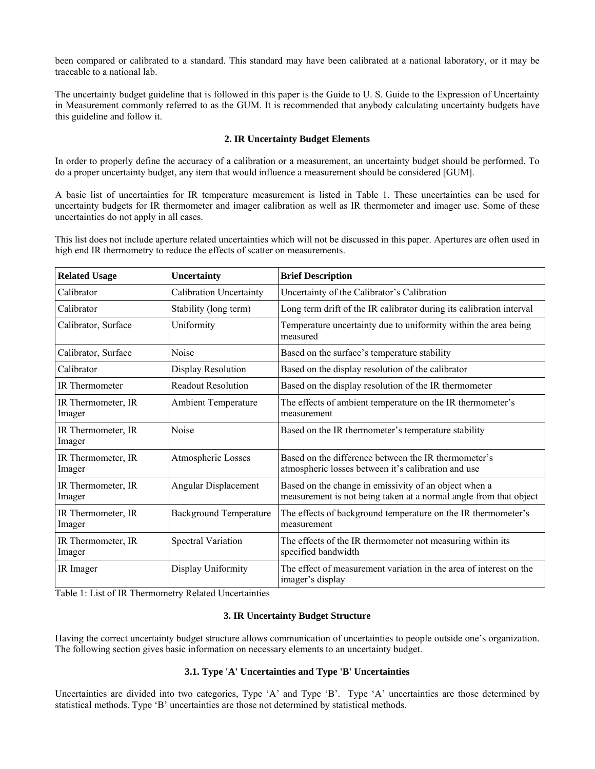been compared or calibrated to a standard. This standard may have been calibrated at a national laboratory, or it may be traceable to a national lab.

The uncertainty budget guideline that is followed in this paper is the Guide to U. S. Guide to the Expression of Uncertainty in Measurement commonly referred to as the GUM. It is recommended that anybody calculating uncertainty budgets have this guideline and follow it.

## 2. IR Uncertainty Budget Elements

In order to properly define the accuracy of a calibration or a measurement, an uncertainty budget should be performed. To do a proper uncertainty budget, any item that would influence a measurement should be considered [GUM].

A basic list of uncertainties for IR temperature measurement is listed in Table 1. These uncertainties can be used for uncertainty budgets for IR thermometer and imager calibration as well as IR thermometer and imager use. Some of these uncertainties do not apply in all cases.

This list does not include aperture related uncertainties which will not be discussed in this paper. Apertures are often used in high end IR thermometry to reduce the effects of scatter on measurements.

| **Related Usage** | **Uncertainty** | **Brief Description** |
| --- | --- | --- |
| Calibrator | Calibration Uncertainty | Uncertainty of the Calibrator's Calibration |
| Calibrator | Stability (long term) | Long term drift of the IR calibrator during its calibration interval |
| Calibrator, Surface | Uniformity | Temperature uncertainty due to uniformity within the area being measured |
| Calibrator, Surface | Noise | Based on the surface's temperature stability |
| Calibrator | Display Resolution | Based on the display resolution of the calibrator |
| IR Thermometer | Readout Resolution | Based on the display resolution of the IR thermometer |
| IR Thermometer, IR Imager | Ambient Temperature | The effects of ambient temperature on the IR thermometer's measurement |
| IR Thermometer, IR Imager | Noise | Based on the IR thermometer's temperature stability |
| IR Thermometer, IR Imager | Atmospheric Losses | Based on the difference between the IR thermometer's atmospheric losses between it's calibration and use |
| IR Thermometer, IR Imager | Angular Displacement | Based on the change in emissivity of an object when a measurement is not being taken at a normal angle from that object |
| IR Thermometer, IR Imager | Background Temperature | The effects of background temperature on the IR thermometer's measurement |
| IR Thermometer, IR Imager | Spectral Variation | The effects of the IR thermometer not measuring within its specified bandwidth |
| IR Imager | Display Uniformity | The effect of measurement variation in the area of interest on the imager's display |

Table 1: List of IR Thermometry Related Uncertainties

## 3. IR Uncertainty Budget Structure

Having the correct uncertainty budget structure allows communication of uncertainties to people outside one's organization. The following section gives basic information on necessary elements to an uncertainty budget.

### 3.1. Type 'A' Uncertainties and Type 'B' Uncertainties

Uncertainties are divided into two categories, Type 'A' and Type 'B'. Type 'A' uncertainties are those determined by statistical methods. Type 'B' uncertainties are those not determined by statistical methods.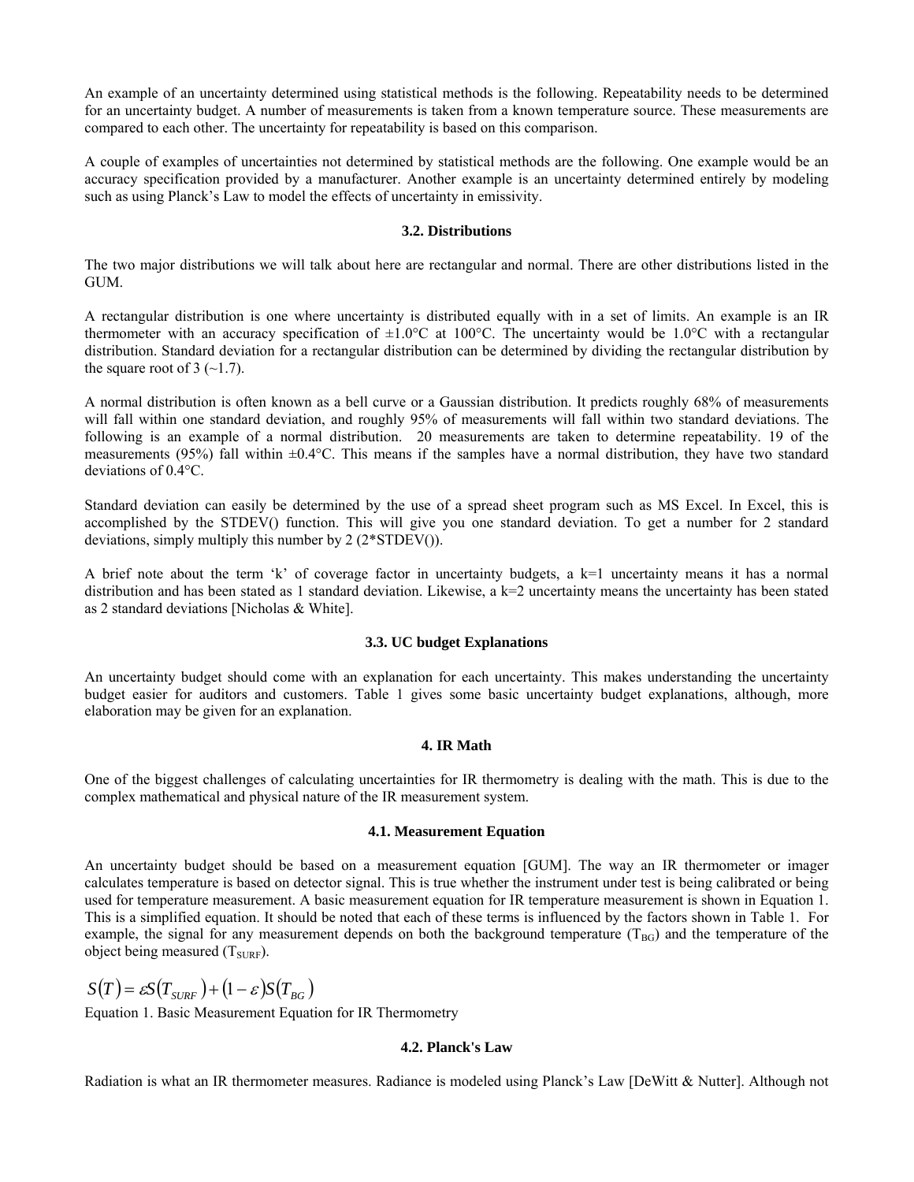An example of an uncertainty determined using statistical methods is the following. Repeatability needs to be determined for an uncertainty budget. A number of measurements is taken from a known temperature source. These measurements are compared to each other. The uncertainty for repeatability is based on this comparison.

A couple of examples of uncertainties not determined by statistical methods are the following. One example would be an accuracy specification provided by a manufacturer. Another example is an uncertainty determined entirely by modeling such as using Planck's Law to model the effects of uncertainty in emissivity.

### 3.2. Distributions

The two major distributions we will talk about here are rectangular and normal. There are other distributions listed in the GUM.

A rectangular distribution is one where uncertainty is distributed equally with in a set of limits. An example is an IR thermometer with an accuracy specification of ±1.0°C at 100°C. The uncertainty would be 1.0°C with a rectangular distribution. Standard deviation for a rectangular distribution can be determined by dividing the rectangular distribution by the square root of 3 (~1.7).

A normal distribution is often known as a bell curve or a Gaussian distribution. It predicts roughly 68% of measurements will fall within one standard deviation, and roughly 95% of measurements will fall within two standard deviations. The following is an example of a normal distribution. 20 measurements are taken to determine repeatability. 19 of the measurements (95%) fall within ±0.4°C. This means if the samples have a normal distribution, they have two standard deviations of 0.4°C.

Standard deviation can easily be determined by the use of a spread sheet program such as MS Excel. In Excel, this is accomplished by the STDEV() function. This will give you one standard deviation. To get a number for 2 standard deviations, simply multiply this number by 2 (2*STDEV()).

A brief note about the term 'k' of coverage factor in uncertainty budgets, a k=1 uncertainty means it has a normal distribution and has been stated as 1 standard deviation. Likewise, a k=2 uncertainty means the uncertainty has been stated as 2 standard deviations [Nicholas & White].

### 3.3. UC budget Explanations

An uncertainty budget should come with an explanation for each uncertainty. This makes understanding the uncertainty budget easier for auditors and customers. Table 1 gives some basic uncertainty budget explanations, although, more elaboration may be given for an explanation.

## 4. IR Math

One of the biggest challenges of calculating uncertainties for IR thermometry is dealing with the math. This is due to the complex mathematical and physical nature of the IR measurement system.

### 4.1. Measurement Equation

An uncertainty budget should be based on a measurement equation [GUM]. The way an IR thermometer or imager calculates temperature is based on detector signal. This is true whether the instrument under test is being calibrated or being used for temperature measurement. A basic measurement equation for IR temperature measurement is shown in Equation 1. This is a simplified equation. It should be noted that each of these terms is influenced by the factors shown in Table 1. For example, the signal for any measurement depends on both the background temperature ($T_{BG}$) and the temperature of the object being measured ($T_{SURF}$).

$$S(T) = \varepsilon S(T_{SURF}) + (1 - \varepsilon) S(T_{BG})$$

Equation 1. Basic Measurement Equation for IR Thermometry

### 4.2. Planck's Law

Radiation is what an IR thermometer measures. Radiance is modeled using Planck's Law [DeWitt & Nutter]. Although not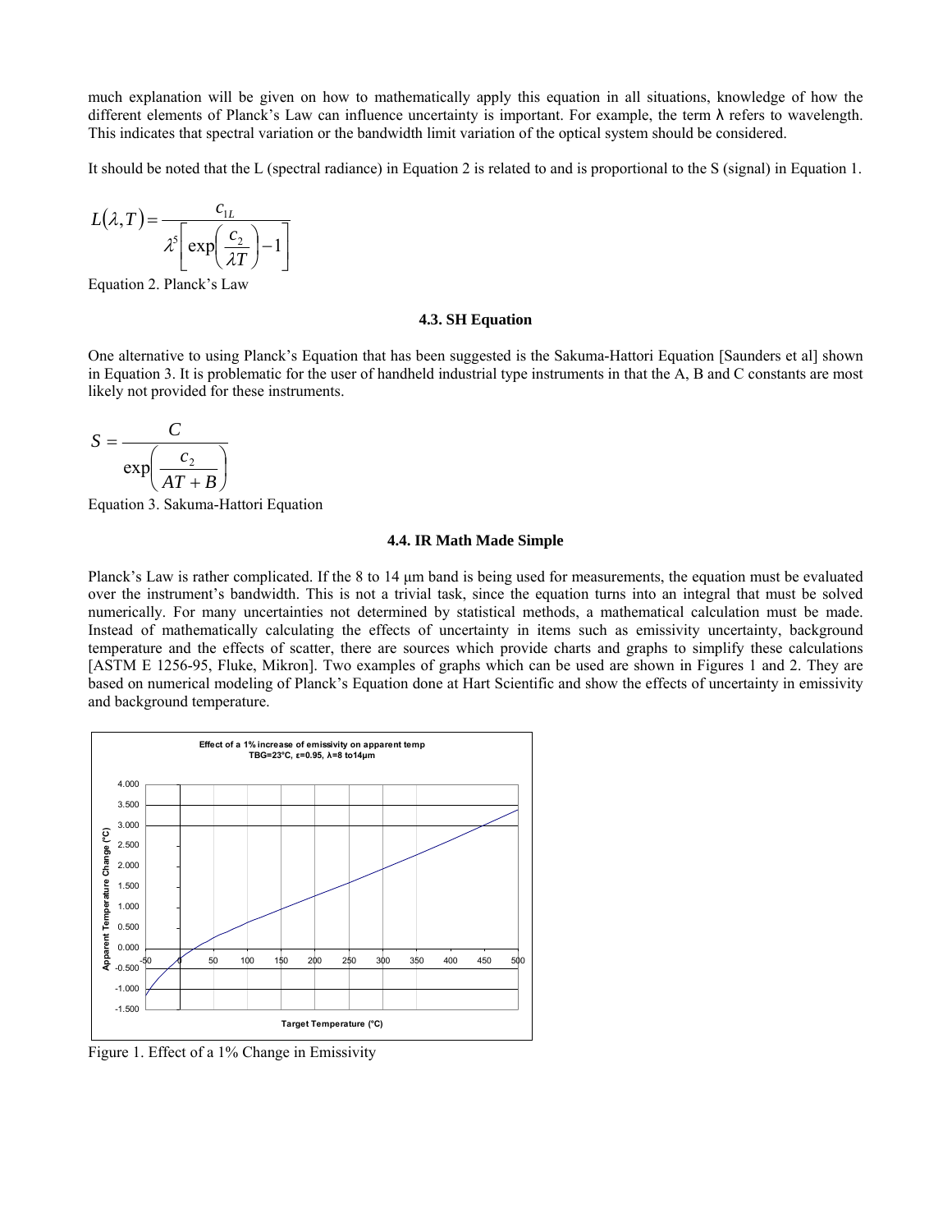much explanation will be given on how to mathematically apply this equation in all situations, knowledge of how the different elements of Planck's Law can influence uncertainty is important. For example, the term λ refers to wavelength. This indicates that spectral variation or the bandwidth limit variation of the optical system should be considered.

It should be noted that the L (spectral radiance) in Equation 2 is related to and is proportional to the S (signal) in Equation 1.

$$L(\lambda,T)=\frac{c_{1L}}{\lambda^5\left[\exp\left(\frac{c_2}{\lambda T}\right)-1\right]}$$

Equation 2. Planck's Law

### 4.3. SH Equation

One alternative to using Planck's Equation that has been suggested is the Sakuma-Hattori Equation [Saunders et al] shown in Equation 3. It is problematic for the user of handheld industrial type instruments in that the A, B and C constants are most likely not provided for these instruments.

$$S=\frac{C}{\exp\left(\frac{c_2}{AT+B}\right)}$$

Equation 3. Sakuma-Hattori Equation

### 4.4. IR Math Made Simple

Planck's Law is rather complicated. If the 8 to 14 μm band is being used for measurements, the equation must be evaluated over the instrument's bandwidth. This is not a trivial task, since the equation turns into an integral that must be solved numerically. For many uncertainties not determined by statistical methods, a mathematical calculation must be made. Instead of mathematically calculating the effects of uncertainty in items such as emissivity uncertainty, background temperature and the effects of scatter, there are sources which provide charts and graphs to simplify these calculations [ASTM E 1256-95, Fluke, Mikron]. Two examples of graphs which can be used are shown in Figures 1 and 2. They are based on numerical modeling of Planck's Equation done at Hart Scientific and show the effects of uncertainty in emissivity and background temperature.

Figure 1. Effect of a 1% Change in Emissivity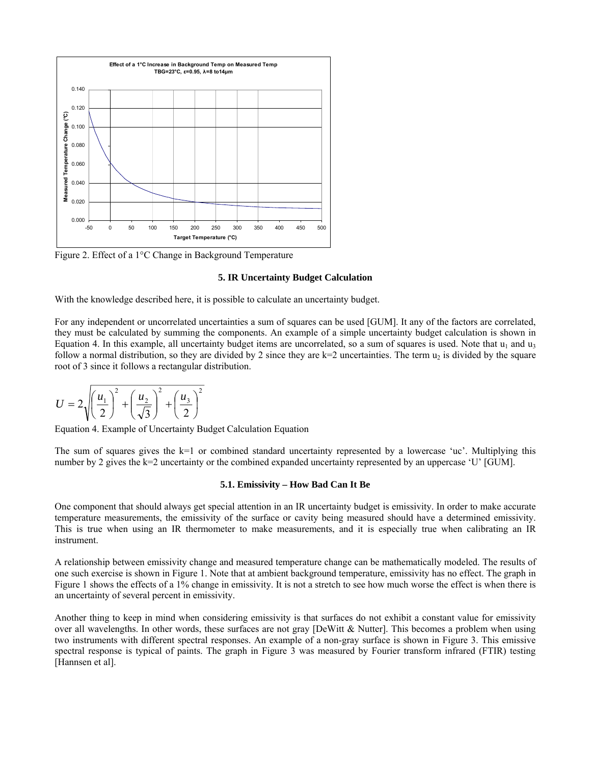Figure 2. Effect of a 1°C Change in Background Temperature

## 5. IR Uncertainty Budget Calculation

With the knowledge described here, it is possible to calculate an uncertainty budget.

For any independent or uncorrelated uncertainties a sum of squares can be used [GUM]. It any of the factors are correlated, they must be calculated by summing the components. An example of a simple uncertainty budget calculation is shown in Equation 4. In this example, all uncertainty budget items are uncorrelated, so a sum of squares is used. Note that $u_1$ and $u_3$ follow a normal distribution, so they are divided by 2 since they are k=2 uncertainties. The term $u_2$ is divided by the square root of 3 since it follows a rectangular distribution.

$$U = 2\sqrt{\left(\frac{u_1}{2}\right)^2 + \left(\frac{u_2}{\sqrt{3}}\right)^2 + \left(\frac{u_3}{2}\right)^2}$$

Equation 4. Example of Uncertainty Budget Calculation Equation

The sum of squares gives the k=1 or combined standard uncertainty represented by a lowercase 'uc'. Multiplying this number by 2 gives the k=2 uncertainty or the combined expanded uncertainty represented by an uppercase 'U' [GUM].

### 5.1. Emissivity – How Bad Can It Be

One component that should always get special attention in an IR uncertainty budget is emissivity. In order to make accurate temperature measurements, the emissivity of the surface or cavity being measured should have a determined emissivity. This is true when using an IR thermometer to make measurements, and it is especially true when calibrating an IR instrument.

A relationship between emissivity change and measured temperature change can be mathematically modeled. The results of one such exercise is shown in Figure 1. Note that at ambient background temperature, emissivity has no effect. The graph in Figure 1 shows the effects of a 1% change in emissivity. It is not a stretch to see how much worse the effect is when there is an uncertainty of several percent in emissivity.

Another thing to keep in mind when considering emissivity is that surfaces do not exhibit a constant value for emissivity over all wavelengths. In other words, these surfaces are not gray [DeWitt & Nutter]. This becomes a problem when using two instruments with different spectral responses. An example of a non-gray surface is shown in Figure 3. This emissive spectral response is typical of paints. The graph in Figure 3 was measured by Fourier transform infrared (FTIR) testing [Hannsen et al].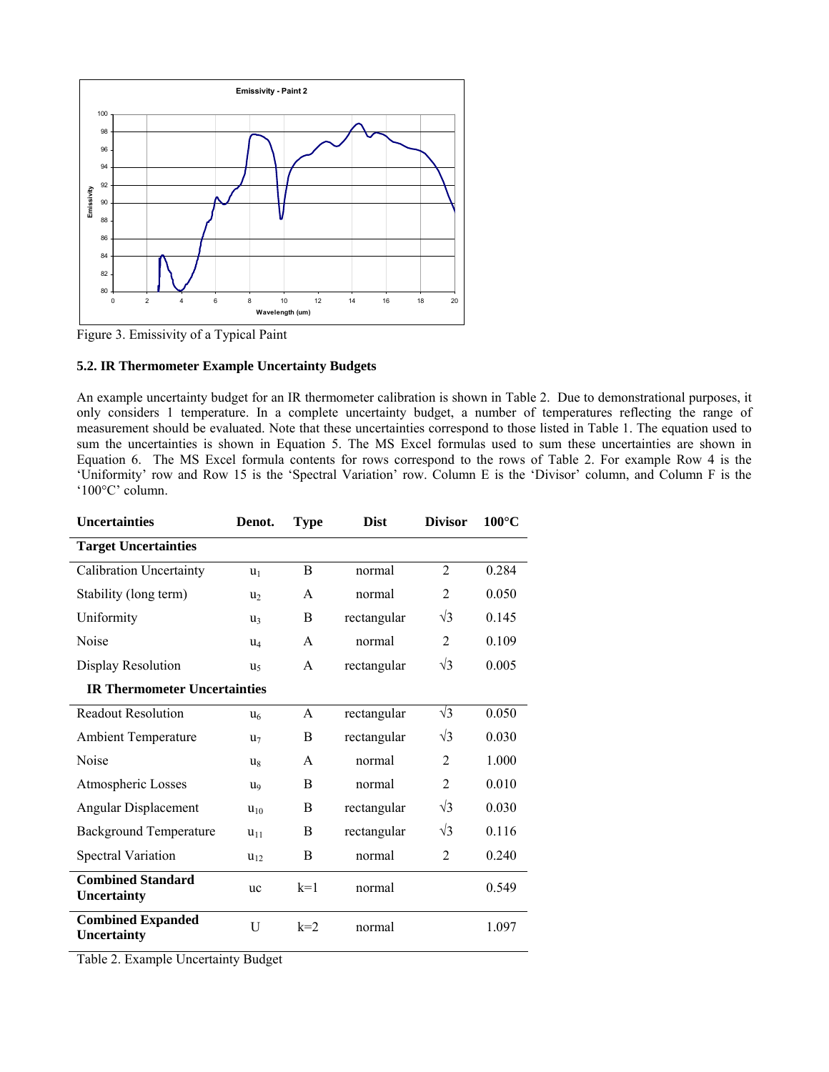Figure 3. Emissivity of a Typical Paint

### 5.2. IR Thermometer Example Uncertainty Budgets

An example uncertainty budget for an IR thermometer calibration is shown in Table 2. Due to demonstrational purposes, it only considers 1 temperature. In a complete uncertainty budget, a number of temperatures reflecting the range of measurement should be evaluated. Note that these uncertainties correspond to those listed in Table 1. The equation used to sum the uncertainties is shown in Equation 5. The MS Excel formulas used to sum these uncertainties are shown in Equation 6. The MS Excel formula contents for rows correspond to the rows of Table 2. For example Row 4 is the 'Uniformity' row and Row 15 is the 'Spectral Variation' row. Column E is the 'Divisor' column, and Column F is the '100°C' column.

| Uncertainties | Denot. | Type | Dist | Divisor | 100°C |
|---|---|---|---|---|---|
| **Target Uncertainties** | | | | | |
| Calibration Uncertainty | $u_1$ | B | normal | 2 | 0.284 |
| Stability (long term) | $u_2$ | A | normal | 2 | 0.050 |
| Uniformity | $u_3$ | B | rectangular | √3 | 0.145 |
| Noise | $u_4$ | A | normal | 2 | 0.109 |
| Display Resolution | $u_5$ | A | rectangular | √3 | 0.005 |
| **IR Thermometer Uncertainties** | | | | | |
| Readout Resolution | $u_6$ | A | rectangular | √3 | 0.050 |
| Ambient Temperature | $u_7$ | B | rectangular | √3 | 0.030 |
| Noise | $u_8$ | A | normal | 2 | 1.000 |
| Atmospheric Losses | $u_9$ | B | normal | 2 | 0.010 |
| Angular Displacement | $u_{10}$ | B | rectangular | √3 | 0.030 |
| Background Temperature | $u_{11}$ | B | rectangular | √3 | 0.116 |
| Spectral Variation | $u_{12}$ | B | normal | 2 | 0.240 |
| **Combined Standard Uncertainty** | uc | k=1 | normal | | 0.549 |
| **Combined Expanded Uncertainty** | U | k=2 | normal | | 1.097 |

Table 2. Example Uncertainty Budget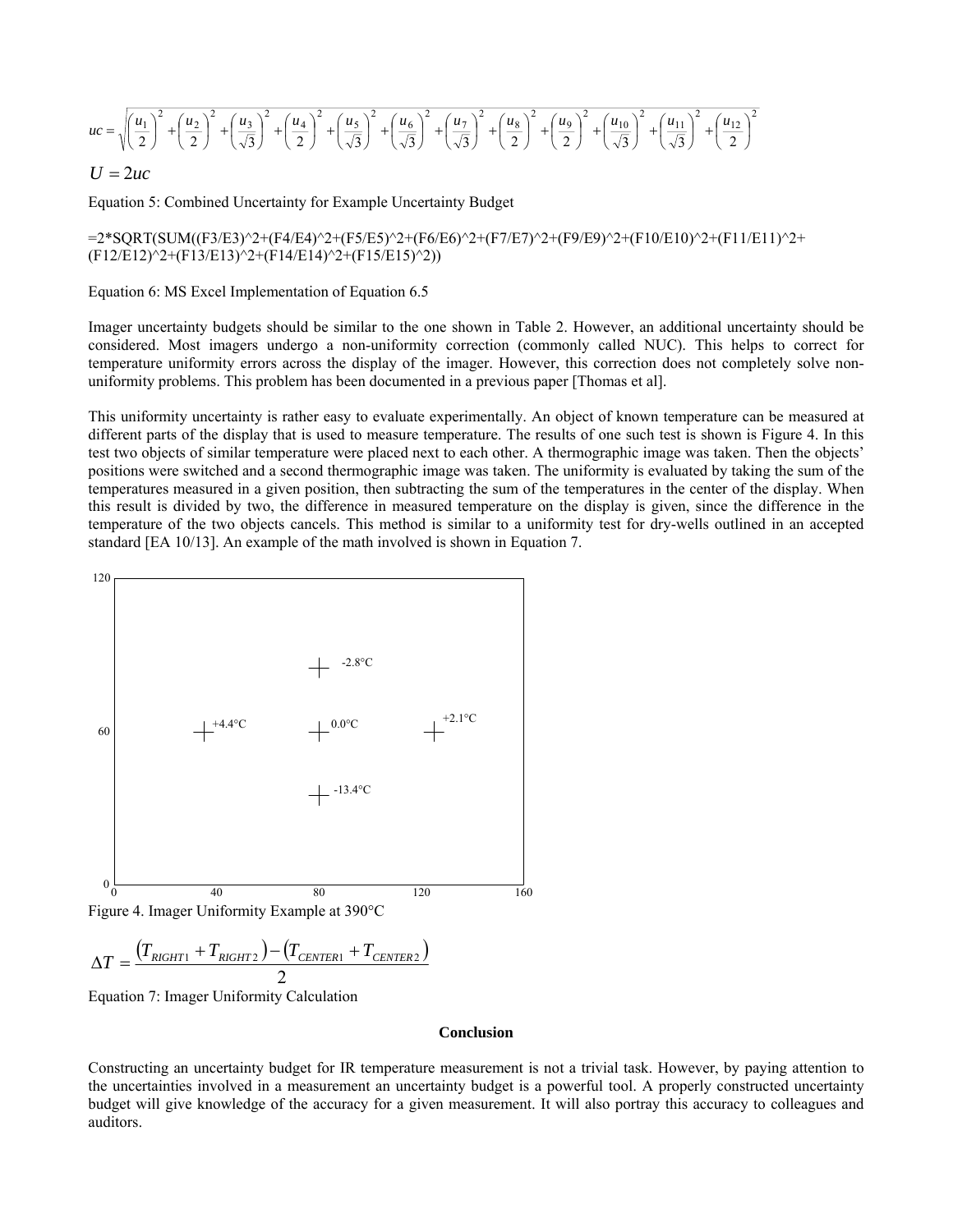$$uc = \sqrt{\left(\frac{u_1}{2}\right)^2 + \left(\frac{u_2}{2}\right)^2 + \left(\frac{u_3}{\sqrt{3}}\right)^2 + \left(\frac{u_4}{2}\right)^2 + \left(\frac{u_5}{\sqrt{3}}\right)^2 + \left(\frac{u_6}{\sqrt{3}}\right)^2 + \left(\frac{u_7}{\sqrt{3}}\right)^2 + \left(\frac{u_8}{2}\right)^2 + \left(\frac{u_9}{2}\right)^2 + \left(\frac{u_{10}}{\sqrt{3}}\right)^2 + \left(\frac{u_{11}}{\sqrt{3}}\right)^2 + \left(\frac{u_{12}}{2}\right)^2}$$

$$U = 2uc$$

Equation 5: Combined Uncertainty for Example Uncertainty Budget

```
=2*SQRT(SUM((F3/E3)^2+(F4/E4)^2+(F5/E5)^2+(F6/E6)^2+(F7/E7)^2+(F9/E9)^2+(F10/E10)^2+(F11/E11)^2+
(F12/E12)^2+(F13/E13)^2+(F14/E14)^2+(F15/E15)^2))
```

Equation 6: MS Excel Implementation of Equation 6.5

Imager uncertainty budgets should be similar to the one shown in Table 2. However, an additional uncertainty should be considered. Most imagers undergo a non-uniformity correction (commonly called NUC). This helps to correct for temperature uniformity errors across the display of the imager. However, this correction does not completely solve non-uniformity problems. This problem has been documented in a previous paper [Thomas et al].

This uniformity uncertainty is rather easy to evaluate experimentally. An object of known temperature can be measured at different parts of the display that is used to measure temperature. The results of one such test is shown is Figure 4. In this test two objects of similar temperature were placed next to each other. A thermographic image was taken. Then the objects' positions were switched and a second thermographic image was taken. The uniformity is evaluated by taking the sum of the temperatures measured in a given position, then subtracting the sum of the temperatures in the center of the display. When this result is divided by two, the difference in measured temperature on the display is given, since the difference in the temperature of the two objects cancels. This method is similar to a uniformity test for dry-wells outlined in an accepted standard [EA 10/13]. An example of the math involved is shown in Equation 7.

Figure 4. Imager Uniformity Example at 390°C

$$\Delta T = \frac{\left(T_{RIGHT1} + T_{RIGHT2}\right) - \left(T_{CENTER1} + T_{CENTER2}\right)}{2}$$

Equation 7: Imager Uniformity Calculation

## Conclusion

Constructing an uncertainty budget for IR temperature measurement is not a trivial task. However, by paying attention to the uncertainties involved in a measurement an uncertainty budget is a powerful tool. A properly constructed uncertainty budget will give knowledge of the accuracy for a given measurement. It will also portray this accuracy to colleagues and auditors.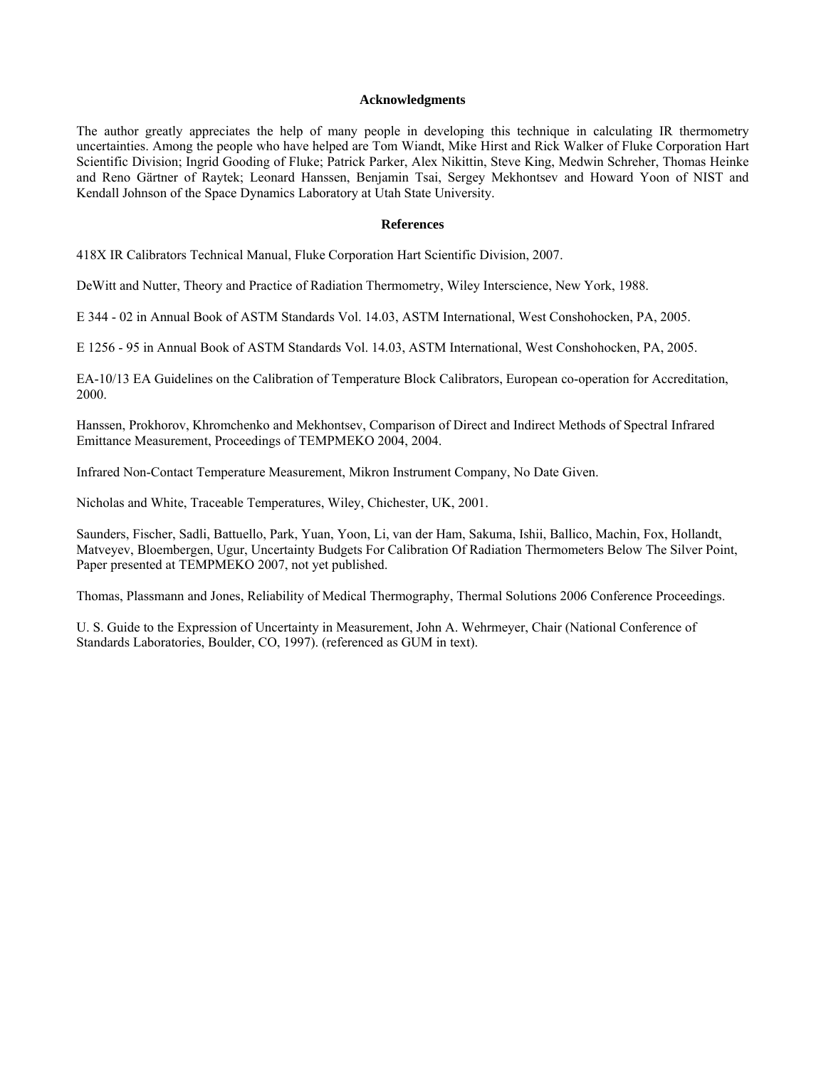## Acknowledgments

The author greatly appreciates the help of many people in developing this technique in calculating IR thermometry uncertainties. Among the people who have helped are Tom Wiandt, Mike Hirst and Rick Walker of Fluke Corporation Hart Scientific Division; Ingrid Gooding of Fluke; Patrick Parker, Alex Nikittin, Steve King, Medwin Schreher, Thomas Heinke and Reno Gärtner of Raytek; Leonard Hanssen, Benjamin Tsai, Sergey Mekhontsev and Howard Yoon of NIST and Kendall Johnson of the Space Dynamics Laboratory at Utah State University.

## References

418X IR Calibrators Technical Manual, Fluke Corporation Hart Scientific Division, 2007.

DeWitt and Nutter, Theory and Practice of Radiation Thermometry, Wiley Interscience, New York, 1988.

E 344 - 02 in Annual Book of ASTM Standards Vol. 14.03, ASTM International, West Conshohocken, PA, 2005.

E 1256 - 95 in Annual Book of ASTM Standards Vol. 14.03, ASTM International, West Conshohocken, PA, 2005.

EA-10/13 EA Guidelines on the Calibration of Temperature Block Calibrators, European co-operation for Accreditation, 2000.

Hanssen, Prokhorov, Khromchenko and Mekhontsev, Comparison of Direct and Indirect Methods of Spectral Infrared Emittance Measurement, Proceedings of TEMPMEKO 2004, 2004.

Infrared Non-Contact Temperature Measurement, Mikron Instrument Company, No Date Given.

Nicholas and White, Traceable Temperatures, Wiley, Chichester, UK, 2001.

Saunders, Fischer, Sadli, Battuello, Park, Yuan, Yoon, Li, van der Ham, Sakuma, Ishii, Ballico, Machin, Fox, Hollandt, Matveyev, Bloembergen, Ugur, Uncertainty Budgets For Calibration Of Radiation Thermometers Below The Silver Point, Paper presented at TEMPMEKO 2007, not yet published.

Thomas, Plassmann and Jones, Reliability of Medical Thermography, Thermal Solutions 2006 Conference Proceedings.

U. S. Guide to the Expression of Uncertainty in Measurement, John A. Wehrmeyer, Chair (National Conference of Standards Laboratories, Boulder, CO, 1997). (referenced as GUM in text).